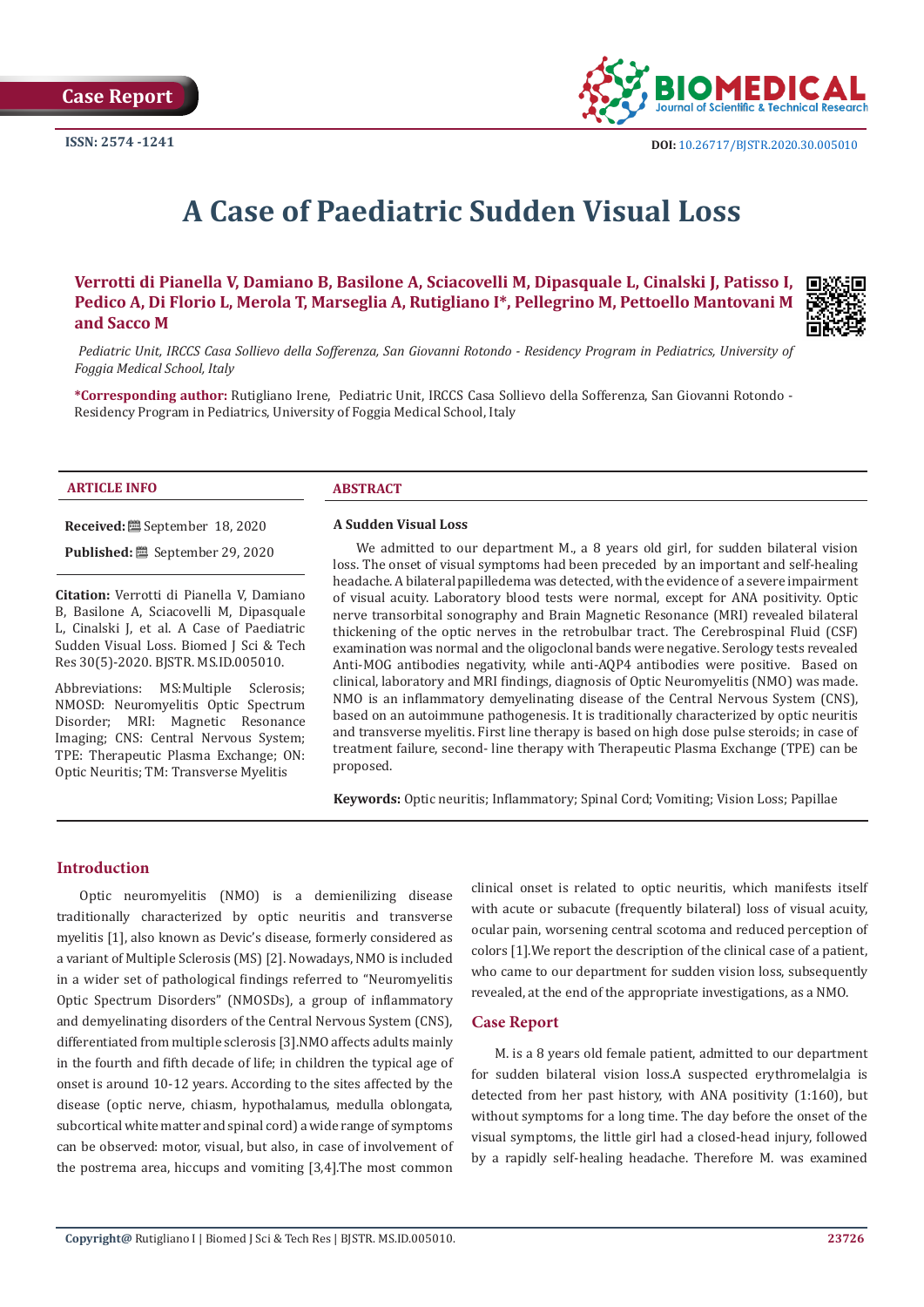Case Report

ISSN: 2574 -1241

DOI: 10.26717/BJSTR.2020.30.005010

# A Case of Paediatric Sudden Visual Loss

**Verrotti di Pianella V, Damiano B, Basilone A, Sciacovelli M, Dipasquale L, Cinalski J, Patisso I, Pedico A, Di Florio L, Merola T, Marseglia A, Rutigliano I*, Pellegrino M, Pettoello Mantovani M and Sacco M**

*Pediatric Unit, IRCCS Casa Sollievo della Sofferenza, San Giovanni Rotondo - Residency Program in Pediatrics, University of Foggia Medical School, Italy*

**\*Corresponding author:** Rutigliano Irene, Pediatric Unit, IRCCS Casa Sollievo della Sofferenza, San Giovanni Rotondo - Residency Program in Pediatrics, University of Foggia Medical School, Italy

## ARTICLE INFO

**Received:** September 18, 2020

**Published:** September 29, 2020

**Citation:** Verrotti di Pianella V, Damiano B, Basilone A, Sciacovelli M, Dipasquale L, Cinalski J, et al. A Case of Paediatric Sudden Visual Loss. Biomed J Sci & Tech Res 30(5)-2020. BJSTR. MS.ID.005010.

Abbreviations: MS:Multiple Sclerosis; NMOSD: Neuromyelitis Optic Spectrum Disorder; MRI: Magnetic Resonance Imaging; CNS: Central Nervous System; TPE: Therapeutic Plasma Exchange; ON: Optic Neuritis; TM: Transverse Myelitis

## ABSTRACT

**A Sudden Visual Loss**

We admitted to our department M., a 8 years old girl, for sudden bilateral vision loss. The onset of visual symptoms had been preceded by an important and self-healing headache. A bilateral papilledema was detected, with the evidence of a severe impairment of visual acuity. Laboratory blood tests were normal, except for ANA positivity. Optic nerve transorbital sonography and Brain Magnetic Resonance (MRI) revealed bilateral thickening of the optic nerves in the retrobulbar tract. The Cerebrospinal Fluid (CSF) examination was normal and the oligoclonal bands were negative. Serology tests revealed Anti-MOG antibodies negativity, while anti-AQP4 antibodies were positive. Based on clinical, laboratory and MRI findings, diagnosis of Optic Neuromyelitis (NMO) was made. NMO is an inflammatory demyelinating disease of the Central Nervous System (CNS), based on an autoimmune pathogenesis. It is traditionally characterized by optic neuritis and transverse myelitis. First line therapy is based on high dose pulse steroids; in case of treatment failure, second- line therapy with Therapeutic Plasma Exchange (TPE) can be proposed.

**Keywords:** Optic neuritis; Inflammatory; Spinal Cord; Vomiting; Vision Loss; Papillae

## Introduction

Optic neuromyelitis (NMO) is a demienilizing disease traditionally characterized by optic neuritis and transverse myelitis [1], also known as Devic's disease, formerly considered as a variant of Multiple Sclerosis (MS) [2]. Nowadays, NMO is included in a wider set of pathological findings referred to "Neuromyelitis Optic Spectrum Disorders" (NMOSDs), a group of inflammatory and demyelinating disorders of the Central Nervous System (CNS), differentiated from multiple sclerosis [3].NMO affects adults mainly in the fourth and fifth decade of life; in children the typical age of onset is around 10-12 years. According to the sites affected by the disease (optic nerve, chiasm, hypothalamus, medulla oblongata, subcortical white matter and spinal cord) a wide range of symptoms can be observed: motor, visual, but also, in case of involvement of the postrema area, hiccups and vomiting [3,4].The most common clinical onset is related to optic neuritis, which manifests itself with acute or subacute (frequently bilateral) loss of visual acuity, ocular pain, worsening central scotoma and reduced perception of colors [1].We report the description of the clinical case of a patient, who came to our department for sudden vision loss, subsequently revealed, at the end of the appropriate investigations, as a NMO.

## Case Report

M. is a 8 years old female patient, admitted to our department for sudden bilateral vision loss.A suspected erythromelalgia is detected from her past history, with ANA positivity (1:160), but without symptoms for a long time. The day before the onset of the visual symptoms, the little girl had a closed-head injury, followed by a rapidly self-healing headache. Therefore M. was examined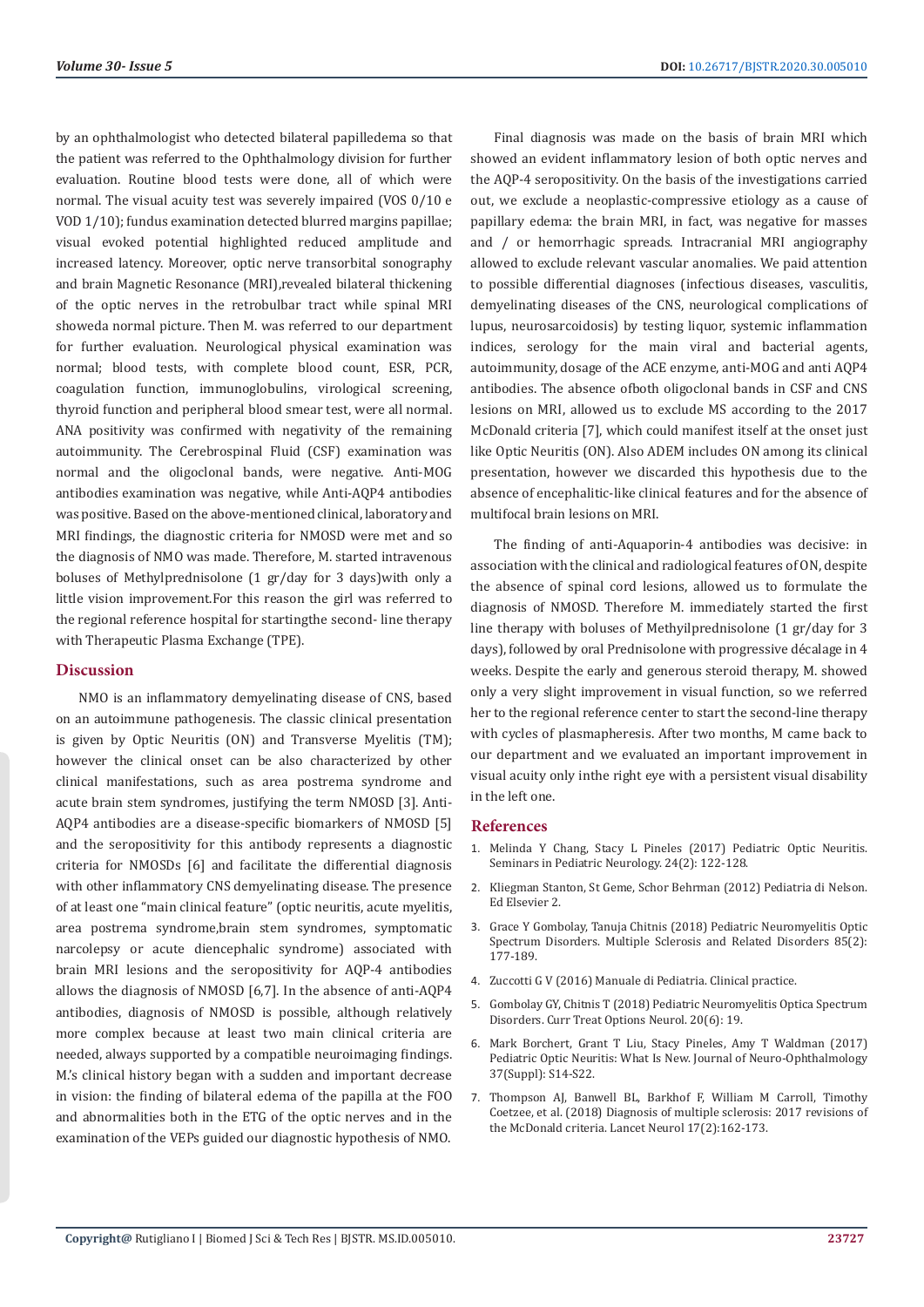by an ophthalmologist who detected bilateral papilledema so that the patient was referred to the Ophthalmology division for further evaluation. Routine blood tests were done, all of which were normal. The visual acuity test was severely impaired (VOS 0/10 e VOD 1/10); fundus examination detected blurred margins papillae; visual evoked potential highlighted reduced amplitude and increased latency. Moreover, optic nerve transorbital sonography and brain Magnetic Resonance (MRI),revealed bilateral thickening of the optic nerves in the retrobulbar tract while spinal MRI showeda normal picture. Then M. was referred to our department for further evaluation. Neurological physical examination was normal; blood tests, with complete blood count, ESR, PCR, coagulation function, immunoglobulins, virological screening, thyroid function and peripheral blood smear test, were all normal. ANA positivity was confirmed with negativity of the remaining autoimmunity. The Cerebrospinal Fluid (CSF) examination was normal and the oligoclonal bands, were negative. Anti-MOG antibodies examination was negative, while Anti-AQP4 antibodies was positive. Based on the above-mentioned clinical, laboratory and MRI findings, the diagnostic criteria for NMOSD were met and so the diagnosis of NMO was made. Therefore, M. started intravenous boluses of Methylprednisolone (1 gr/day for 3 days)with only a little vision improvement.For this reason the girl was referred to the regional reference hospital for startingthe second- line therapy with Therapeutic Plasma Exchange (TPE).

## Discussion

NMO is an inflammatory demyelinating disease of CNS, based on an autoimmune pathogenesis. The classic clinical presentation is given by Optic Neuritis (ON) and Transverse Myelitis (TM); however the clinical onset can be also characterized by other clinical manifestations, such as area postrema syndrome and acute brain stem syndromes, justifying the term NMOSD [3]. Anti-AQP4 antibodies are a disease-specific biomarkers of NMOSD [5] and the seropositivity for this antibody represents a diagnostic criteria for NMOSDs [6] and facilitate the differential diagnosis with other inflammatory CNS demyelinating disease. The presence of at least one "main clinical feature" (optic neuritis, acute myelitis, area postrema syndrome,brain stem syndromes, symptomatic narcolepsy or acute diencephalic syndrome) associated with brain MRI lesions and the seropositivity for AQP-4 antibodies allows the diagnosis of NMOSD [6,7]. In the absence of anti-AQP4 antibodies, diagnosis of NMOSD is possible, although relatively more complex because at least two main clinical criteria are needed, always supported by a compatible neuroimaging findings. M.'s clinical history began with a sudden and important decrease in vision: the finding of bilateral edema of the papilla at the FOO and abnormalities both in the ETG of the optic nerves and in the examination of the VEPs guided our diagnostic hypothesis of NMO.

Final diagnosis was made on the basis of brain MRI which showed an evident inflammatory lesion of both optic nerves and the AQP-4 seropositivity. On the basis of the investigations carried out, we exclude a neoplastic-compressive etiology as a cause of papillary edema: the brain MRI, in fact, was negative for masses and / or hemorrhagic spreads. Intracranial MRI angiography allowed to exclude relevant vascular anomalies. We paid attention to possible differential diagnoses (infectious diseases, vasculitis, demyelinating diseases of the CNS, neurological complications of lupus, neurosarcoidosis) by testing liquor, systemic inflammation indices, serology for the main viral and bacterial agents, autoimmunity, dosage of the ACE enzyme, anti-MOG and anti AQP4 antibodies. The absence ofboth oligoclonal bands in CSF and CNS lesions on MRI, allowed us to exclude MS according to the 2017 McDonald criteria [7], which could manifest itself at the onset just like Optic Neuritis (ON). Also ADEM includes ON among its clinical presentation, however we discarded this hypothesis due to the absence of encephalitic-like clinical features and for the absence of multifocal brain lesions on MRI.

The finding of anti-Aquaporin-4 antibodies was decisive: in association with the clinical and radiological features of ON, despite the absence of spinal cord lesions, allowed us to formulate the diagnosis of NMOSD. Therefore M. immediately started the first line therapy with boluses of Methyilprednisolone (1 gr/day for 3 days), followed by oral Prednisolone with progressive décalage in 4 weeks. Despite the early and generous steroid therapy, M. showed only a very slight improvement in visual function, so we referred her to the regional reference center to start the second-line therapy with cycles of plasmapheresis. After two months, M came back to our department and we evaluated an important improvement in visual acuity only inthe right eye with a persistent visual disability in the left one.

## References

1. Melinda Y Chang, Stacy L Pineles (2017) Pediatric Optic Neuritis. Seminars in Pediatric Neurology. 24(2): 122-128.
2. Kliegman Stanton, St Geme, Schor Behrman (2012) Pediatria di Nelson. Ed Elsevier 2.
3. Grace Y Gombolay, Tanuja Chitnis (2018) Pediatric Neuromyelitis Optic Spectrum Disorders. Multiple Sclerosis and Related Disorders 85(2): 177-189.
4. Zuccotti G V (2016) Manuale di Pediatria. Clinical practice.
5. Gombolay GY, Chitnis T (2018) Pediatric Neuromyelitis Optica Spectrum Disorders. Curr Treat Options Neurol. 20(6): 19.
6. Mark Borchert, Grant T Liu, Stacy Pineles, Amy T Waldman (2017) Pediatric Optic Neuritis: What Is New. Journal of Neuro-Ophthalmology 37(Suppl): S14-S22.
7. Thompson AJ, Banwell BL, Barkhof F, William M Carroll, Timothy Coetzee, et al. (2018) Diagnosis of multiple sclerosis: 2017 revisions of the McDonald criteria. Lancet Neurol 17(2):162-173.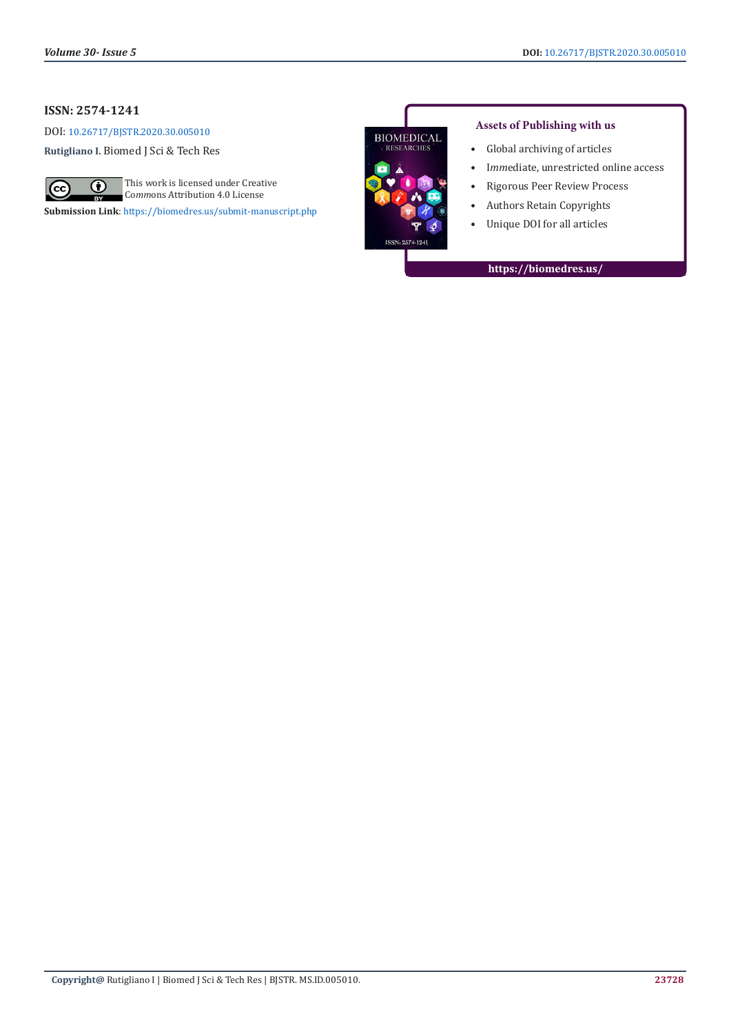**ISSN: 2574-1241**

DOI: 10.26717/BJSTR.2020.30.005010

**Rutigliano I.** Biomed J Sci & Tech Res

This work is licensed under Creative Commons Attribution 4.0 License

**Submission Link**: https://biomedres.us/submit-manuscript.php

**Assets of Publishing with us**

- Global archiving of articles
- Immediate, unrestricted online access
- Rigorous Peer Review Process
- Authors Retain Copyrights
- Unique DOI for all articles

**https://biomedres.us/**